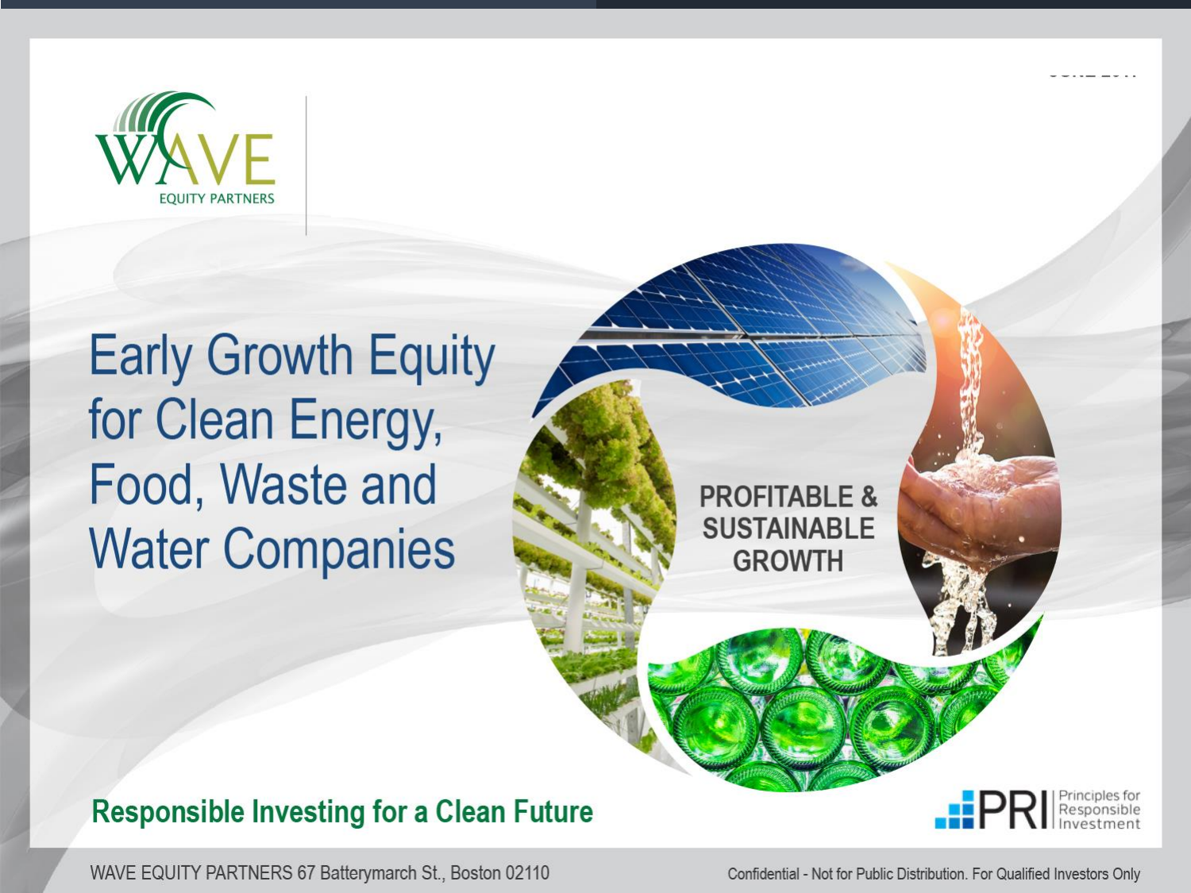WAVE EQUITY PARTNERS

# Early Growth Equity for Clean Energy, Food, Waste and Water Companies

PROFITABLE & SUSTAINABLE GROWTH

**Responsible Investing for a Clean Future**

PRI Principles for Responsible Investment

WAVE EQUITY PARTNERS 67 Batterymarch St., Boston 02110

Confidential - Not for Public Distribution. For Qualified Investors Only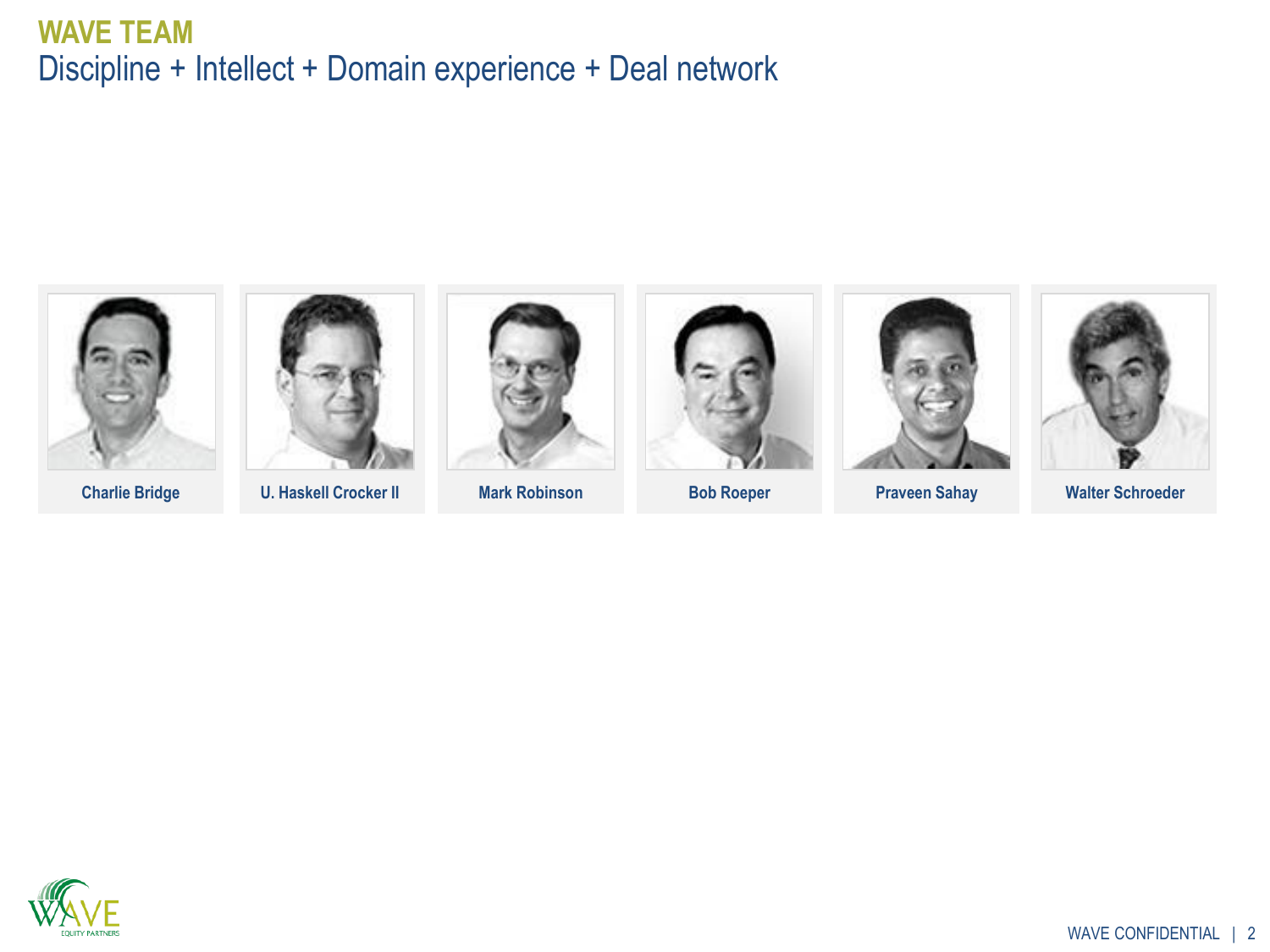# WAVE TEAM

## Discipline + Intellect + Domain experience + Deal network

**Charlie Bridge**

**U. Haskell Crocker II**

**Mark Robinson**

**Bob Roeper**

**Praveen Sahay**

**Walter Schroeder**

WAVE CONFIDENTIAL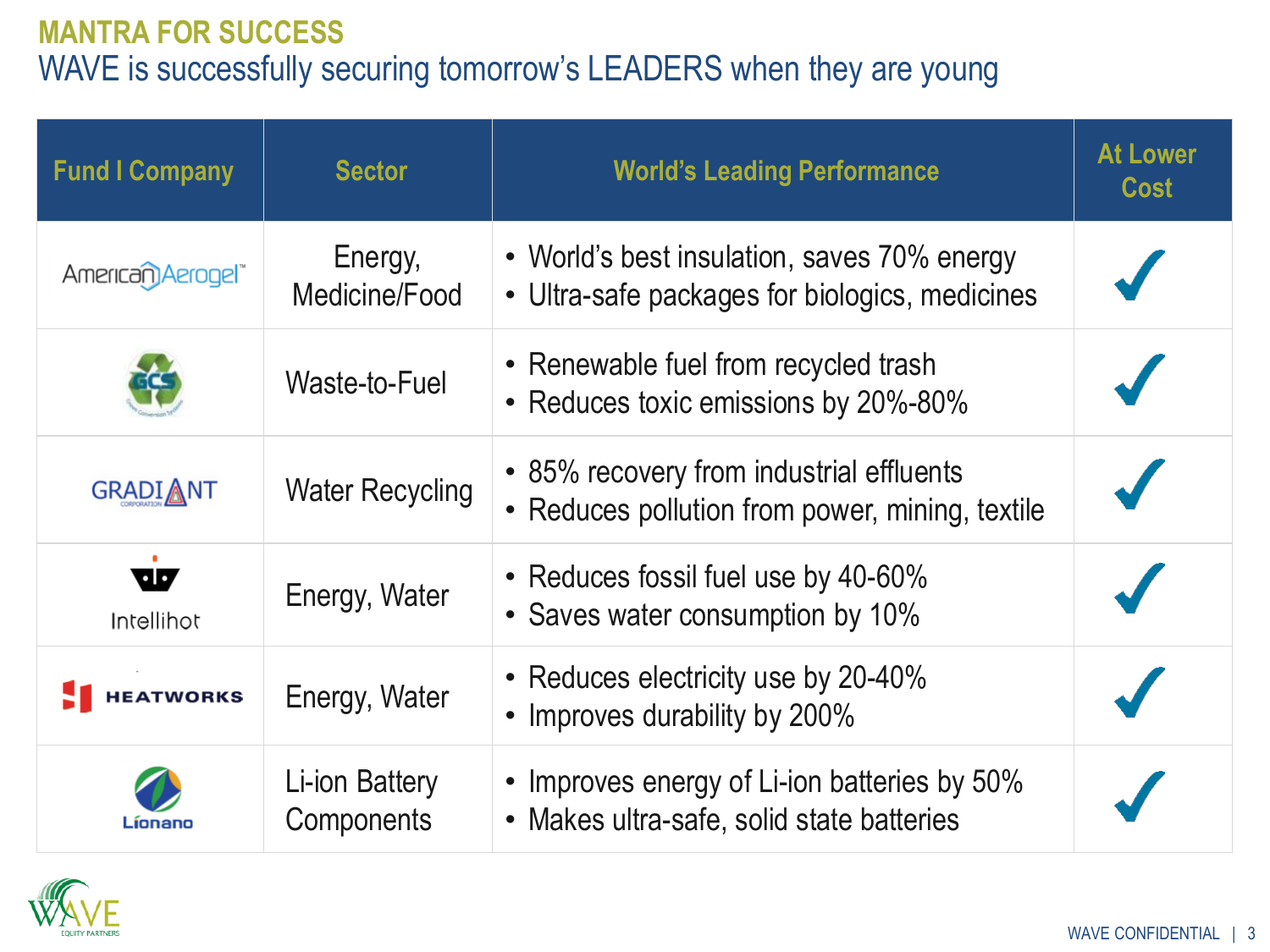## MANTRA FOR SUCCESS

# WAVE is successfully securing tomorrow's LEADERS when they are young

| Fund I Company | Sector | World's Leading Performance | At Lower Cost |
|---|---|---|---|
| American Aerogel | Energy, Medicine/Food | • World's best insulation, saves 70% energy<br>• Ultra-safe packages for biologics, medicines | ✓ |
| GCS | Waste-to-Fuel | • Renewable fuel from recycled trash<br>• Reduces toxic emissions by 20%-80% | ✓ |
| GRADIANT CORPORATION | Water Recycling | • 85% recovery from industrial effluents<br>• Reduces pollution from power, mining, textile | ✓ |
| Intellihot | Energy, Water | • Reduces fossil fuel use by 40-60%<br>• Saves water consumption by 10% | ✓ |
| HEATWORKS | Energy, Water | • Reduces electricity use by 20-40%<br>• Improves durability by 200% | ✓ |
| Lionano | Li-ion Battery Components | • Improves energy of Li-ion batteries by 50%<br>• Makes ultra-safe, solid state batteries | ✓ |

WAVE EQUITY PARTNERS

WAVE CONFIDENTIAL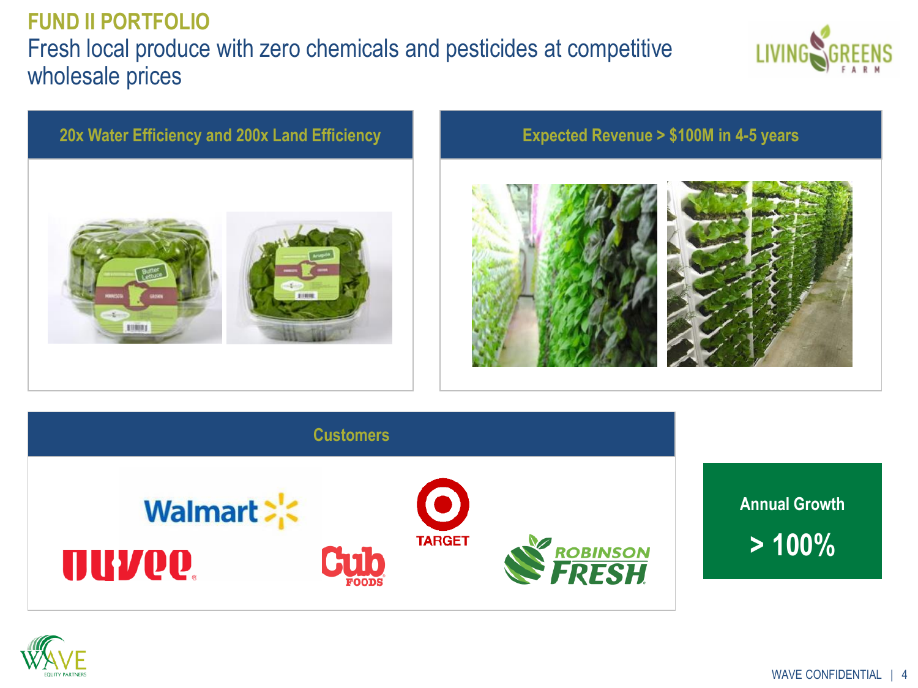# FUND II PORTFOLIO

## Fresh local produce with zero chemicals and pesticides at competitive wholesale prices

LIVING GREENS FARM

### 20x Water Efficiency and 200x Land Efficiency

### Expected Revenue > $100M in 4-5 years

### Customers

Walmart, Target, Nuvee, Cub Foods, Robinson Fresh

**Annual Growth**

**> 100%**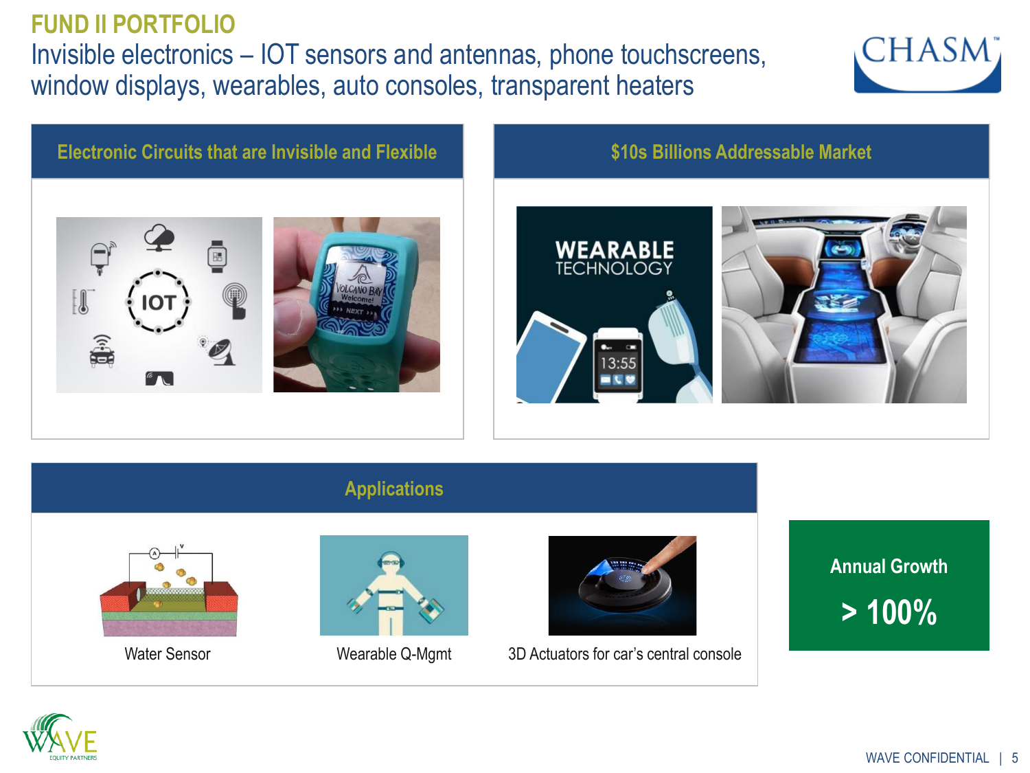# FUND II PORTFOLIO

## Invisible electronics – IOT sensors and antennas, phone touchscreens, window displays, wearables, auto consoles, transparent heaters

CHASM™

### Electronic Circuits that are Invisible and Flexible

### $10s Billions Addressable Market

### Applications

Water Sensor

Wearable Q-Mgmt

3D Actuators for car's central console

**Annual Growth**

**> 100%**

WAVE CONFIDENTIAL